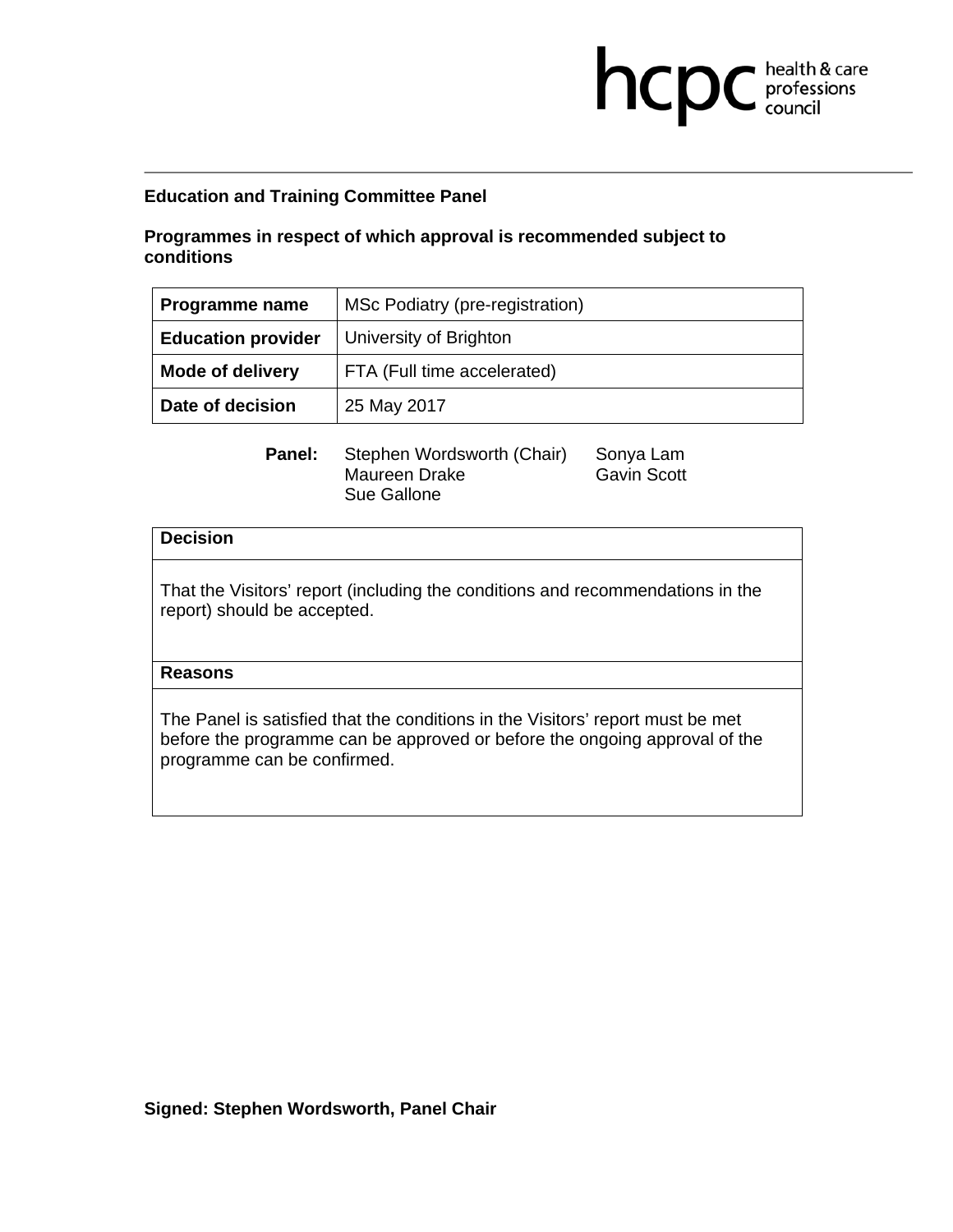**Education and Training Committee Panel**

**Programmes in respect of which approval is recommended subject to conditions**

| **Programme name** | MSc Podiatry (pre-registration) |
|---|---|
| **Education provider** | University of Brighton |
| **Mode of delivery** | FTA (Full time accelerated) |
| **Date of decision** | 25 May 2017 |

**Panel:** Stephen Wordsworth (Chair), Maureen Drake, Sue Gallone, Sonya Lam, Gavin Scott

| **Decision** |
|---|
| That the Visitors' report (including the conditions and recommendations in the report) should be accepted. |
| **Reasons** |
| The Panel is satisfied that the conditions in the Visitors' report must be met before the programme can be approved or before the ongoing approval of the programme can be confirmed. |

**Signed: Stephen Wordsworth, Panel Chair**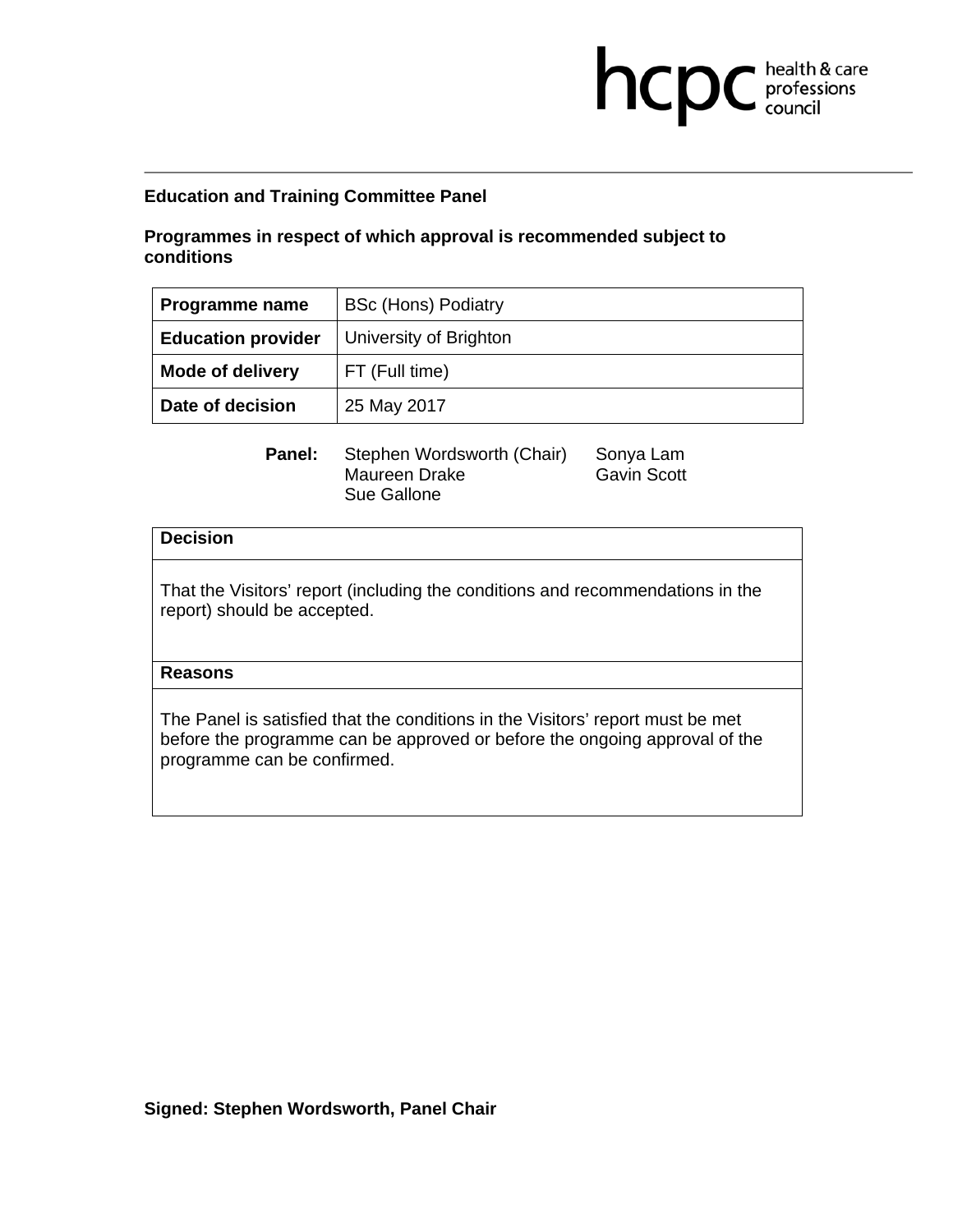**Education and Training Committee Panel**

**Programmes in respect of which approval is recommended subject to conditions**

| **Programme name** | BSc (Hons) Podiatry |
|---|---|
| **Education provider** | University of Brighton |
| **Mode of delivery** | FT (Full time) |
| **Date of decision** | 25 May 2017 |

**Panel:** Stephen Wordsworth (Chair), Maureen Drake, Sue Gallone, Sonya Lam, Gavin Scott

| **Decision** |
|---|
| That the Visitors' report (including the conditions and recommendations in the report) should be accepted. |
| **Reasons** |
| The Panel is satisfied that the conditions in the Visitors' report must be met before the programme can be approved or before the ongoing approval of the programme can be confirmed. |

**Signed: Stephen Wordsworth, Panel Chair**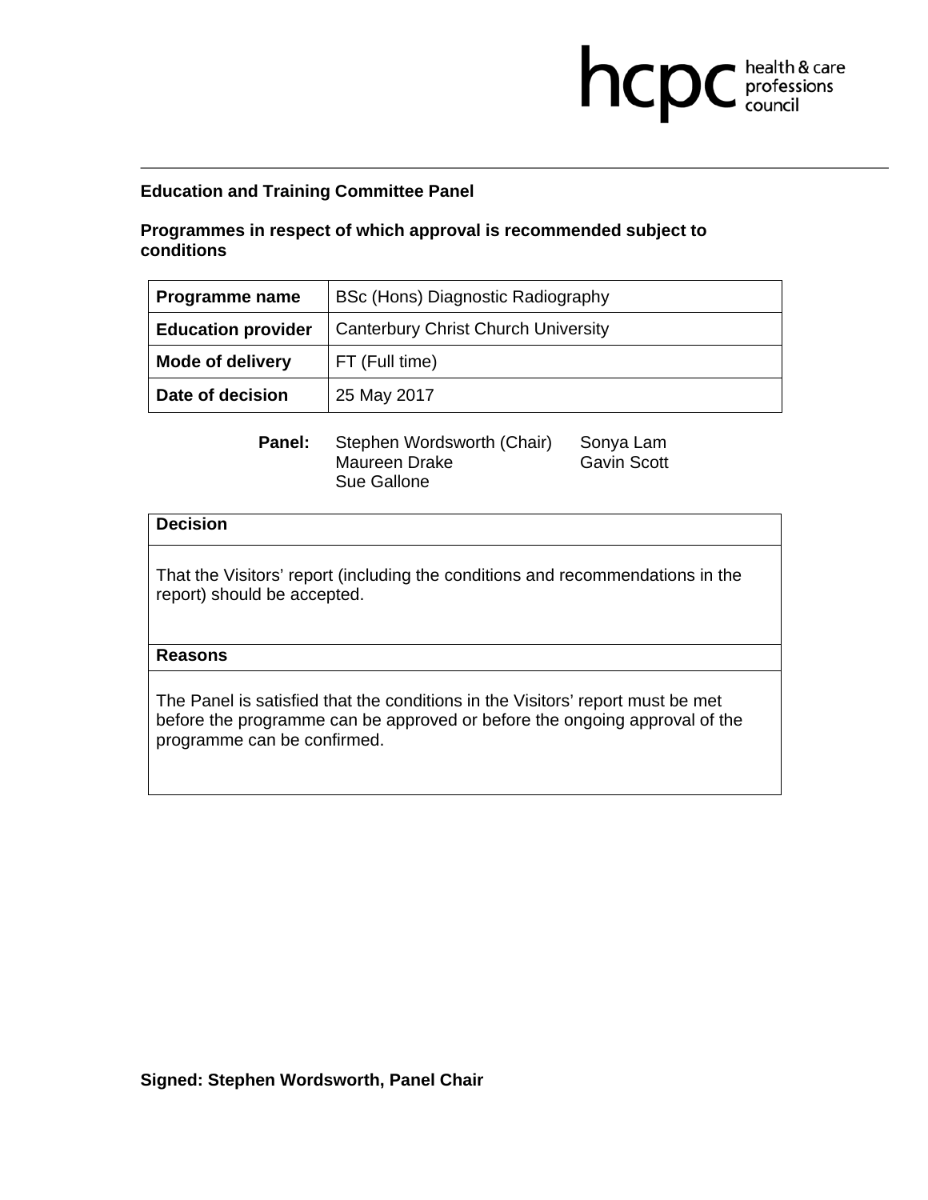**Education and Training Committee Panel**

**Programmes in respect of which approval is recommended subject to conditions**

| **Programme name** | BSc (Hons) Diagnostic Radiography |
|---|---|
| **Education provider** | Canterbury Christ Church University |
| **Mode of delivery** | FT (Full time) |
| **Date of decision** | 25 May 2017 |

**Panel:** Stephen Wordsworth (Chair), Maureen Drake, Sue Gallone, Sonya Lam, Gavin Scott

| **Decision** |
|---|
| That the Visitors' report (including the conditions and recommendations in the report) should be accepted. |
| **Reasons** |
| The Panel is satisfied that the conditions in the Visitors' report must be met before the programme can be approved or before the ongoing approval of the programme can be confirmed. |

**Signed: Stephen Wordsworth, Panel Chair**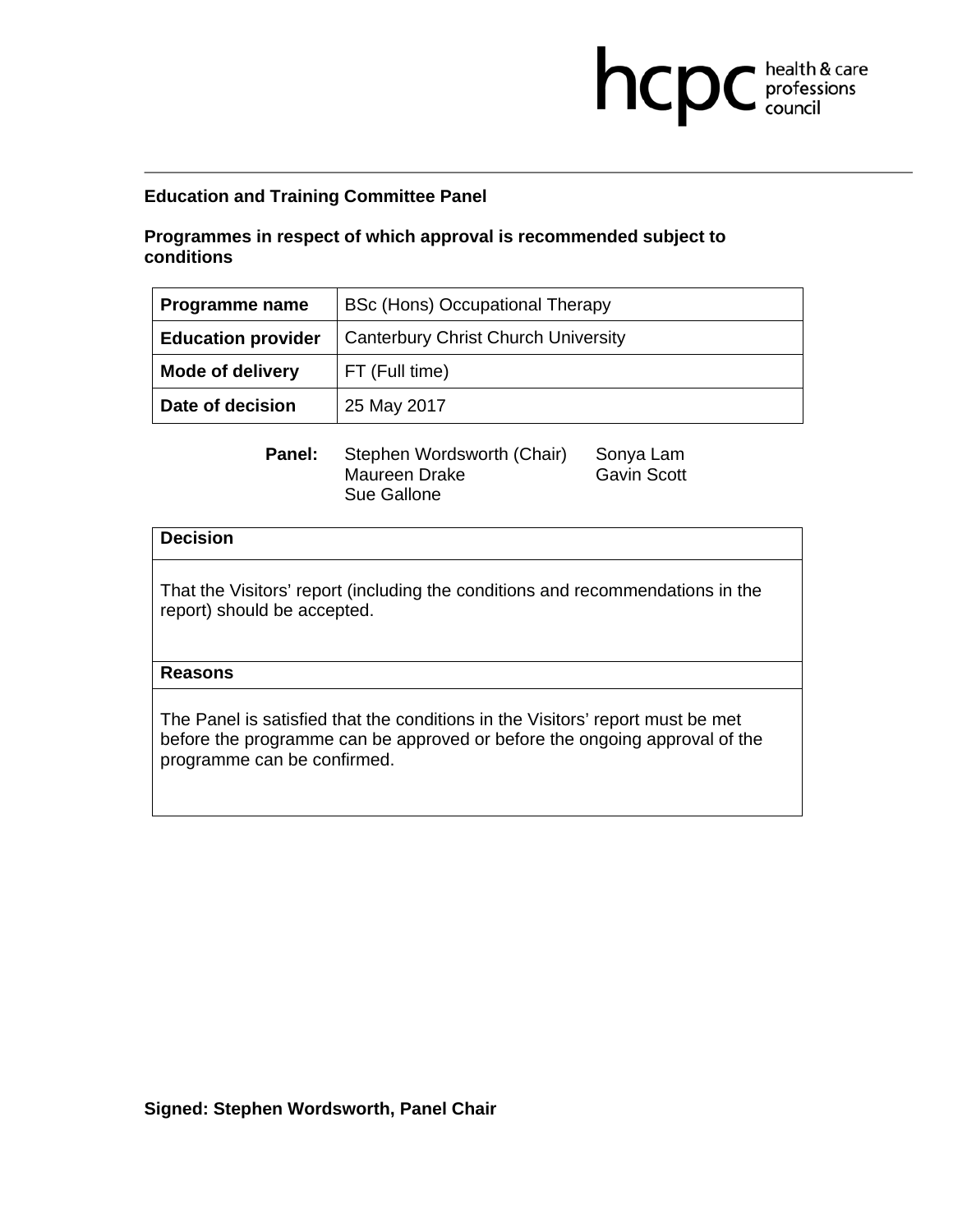hcpc health & care professions council

**Education and Training Committee Panel**

**Programmes in respect of which approval is recommended subject to conditions**

| **Programme name** | BSc (Hons) Occupational Therapy |
|---|---|
| **Education provider** | Canterbury Christ Church University |
| **Mode of delivery** | FT (Full time) |
| **Date of decision** | 25 May 2017 |

**Panel:** Stephen Wordsworth (Chair), Maureen Drake, Sue Gallone, Sonya Lam, Gavin Scott

| **Decision** |
|---|
| That the Visitors' report (including the conditions and recommendations in the report) should be accepted. |
| **Reasons** |
| The Panel is satisfied that the conditions in the Visitors' report must be met before the programme can be approved or before the ongoing approval of the programme can be confirmed. |

**Signed: Stephen Wordsworth, Panel Chair**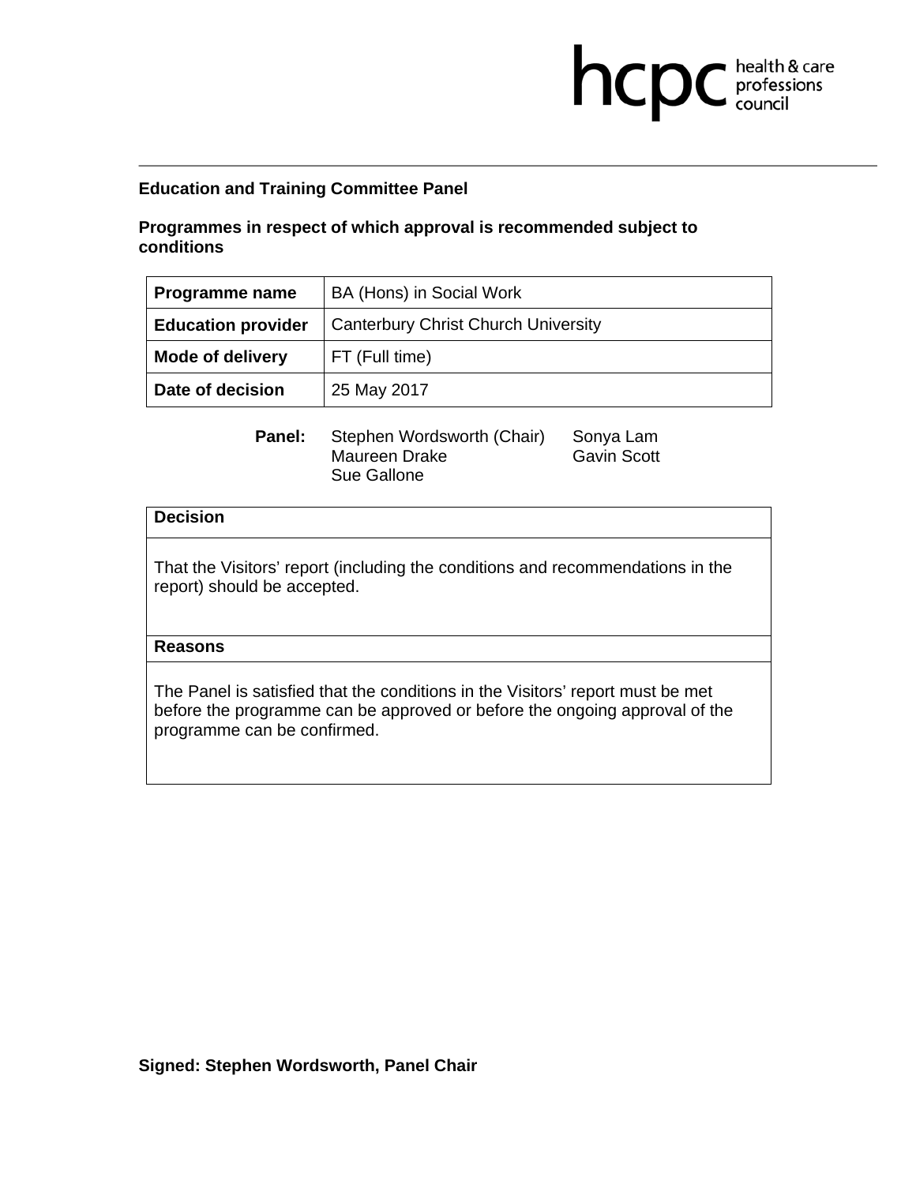**Education and Training Committee Panel**

**Programmes in respect of which approval is recommended subject to conditions**

| **Programme name** | BA (Hons) in Social Work |
|---|---|
| **Education provider** | Canterbury Christ Church University |
| **Mode of delivery** | FT (Full time) |
| **Date of decision** | 25 May 2017 |

**Panel:** Stephen Wordsworth (Chair), Sonya Lam, Maureen Drake, Gavin Scott, Sue Gallone

| **Decision** |
|---|
| That the Visitors' report (including the conditions and recommendations in the report) should be accepted. |
| **Reasons** |
| The Panel is satisfied that the conditions in the Visitors' report must be met before the programme can be approved or before the ongoing approval of the programme can be confirmed. |

**Signed: Stephen Wordsworth, Panel Chair**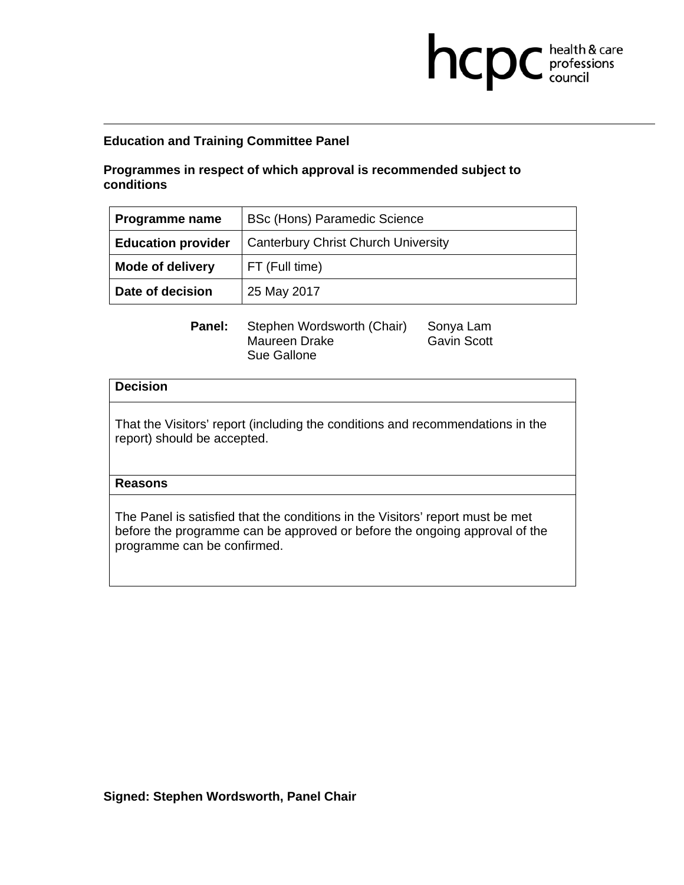hcpc health & care professions council

**Education and Training Committee Panel**

**Programmes in respect of which approval is recommended subject to conditions**

| **Programme name** | BSc (Hons) Paramedic Science |
|---|---|
| **Education provider** | Canterbury Christ Church University |
| **Mode of delivery** | FT (Full time) |
| **Date of decision** | 25 May 2017 |

**Panel:** Stephen Wordsworth (Chair), Maureen Drake, Sue Gallone, Sonya Lam, Gavin Scott

| **Decision** |
|---|
| That the Visitors' report (including the conditions and recommendations in the report) should be accepted. |
| **Reasons** |
| The Panel is satisfied that the conditions in the Visitors' report must be met before the programme can be approved or before the ongoing approval of the programme can be confirmed. |

**Signed: Stephen Wordsworth, Panel Chair**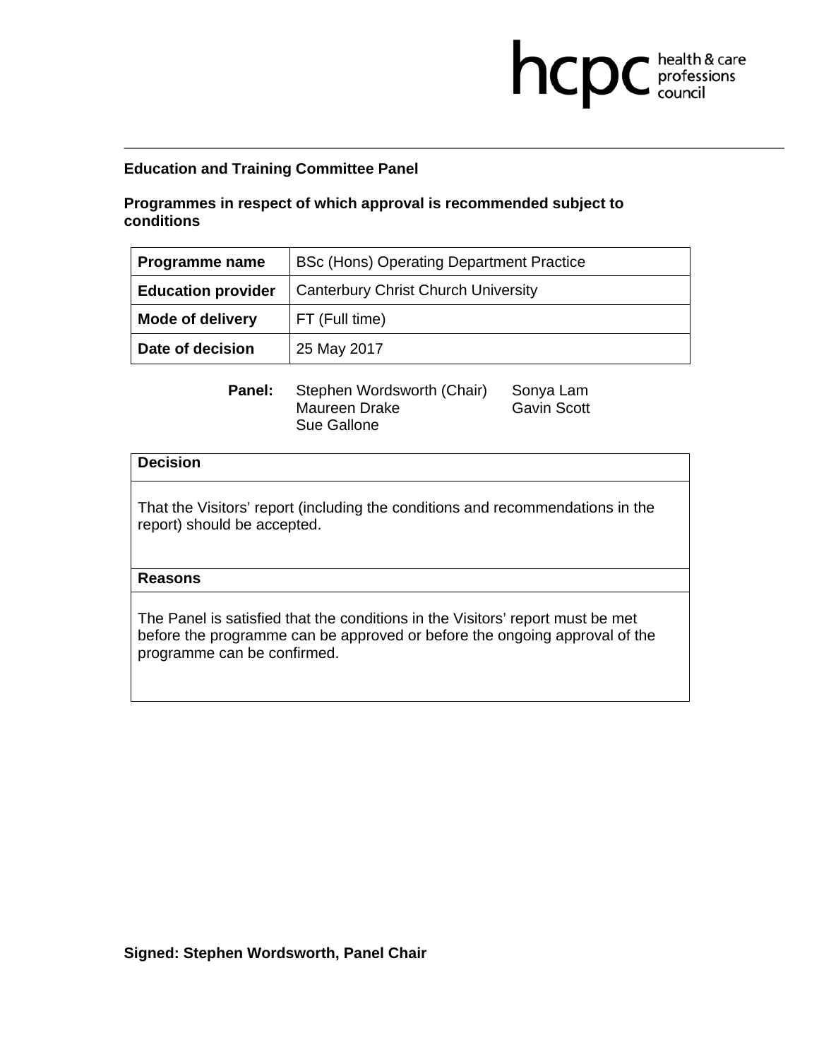hcpc health & care professions council

**Education and Training Committee Panel**

**Programmes in respect of which approval is recommended subject to conditions**

| **Programme name** | BSc (Hons) Operating Department Practice |
|---|---|
| **Education provider** | Canterbury Christ Church University |
| **Mode of delivery** | FT (Full time) |
| **Date of decision** | 25 May 2017 |

**Panel:** Stephen Wordsworth (Chair), Sonya Lam, Maureen Drake, Gavin Scott, Sue Gallone

| **Decision** |
|---|
| That the Visitors' report (including the conditions and recommendations in the report) should be accepted. |
| **Reasons** |
| The Panel is satisfied that the conditions in the Visitors' report must be met before the programme can be approved or before the ongoing approval of the programme can be confirmed. |

**Signed: Stephen Wordsworth, Panel Chair**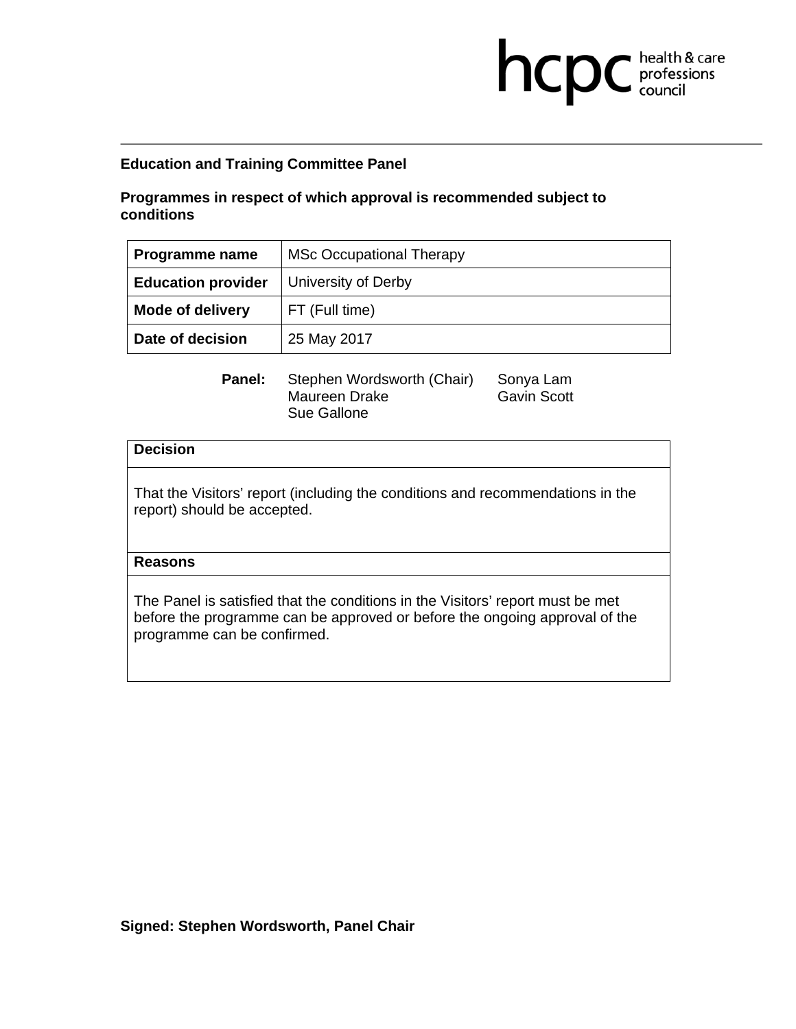hcpc health & care professions council

**Education and Training Committee Panel**

**Programmes in respect of which approval is recommended subject to conditions**

| **Programme name** | MSc Occupational Therapy |
|---|---|
| **Education provider** | University of Derby |
| **Mode of delivery** | FT (Full time) |
| **Date of decision** | 25 May 2017 |

**Panel:** Stephen Wordsworth (Chair), Maureen Drake, Sue Gallone, Sonya Lam, Gavin Scott

| **Decision** |
|---|
| That the Visitors' report (including the conditions and recommendations in the report) should be accepted. |
| **Reasons** |
| The Panel is satisfied that the conditions in the Visitors' report must be met before the programme can be approved or before the ongoing approval of the programme can be confirmed. |

**Signed: Stephen Wordsworth, Panel Chair**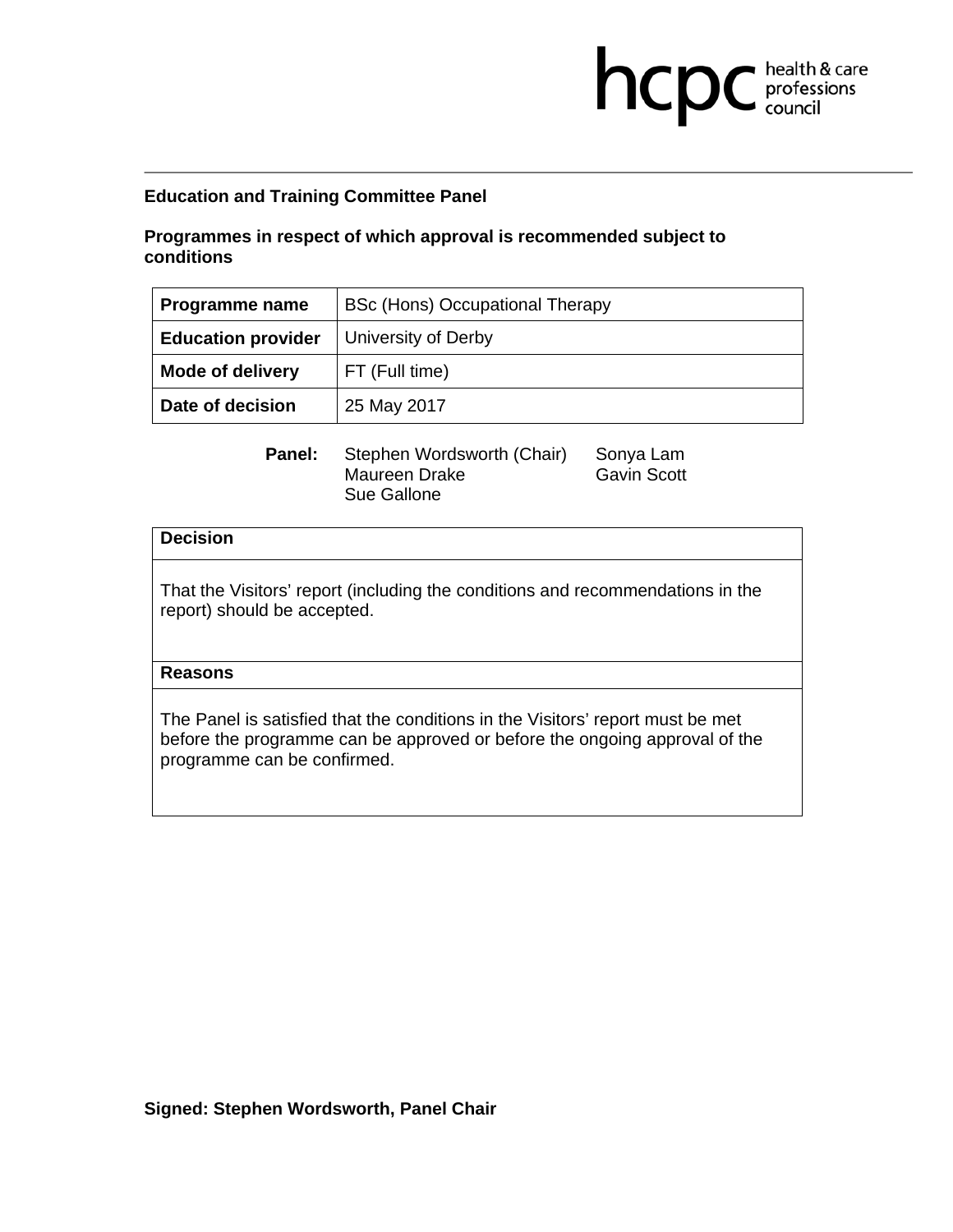hcpc health & care professions council

**Education and Training Committee Panel**

**Programmes in respect of which approval is recommended subject to conditions**

| **Programme name** | BSc (Hons) Occupational Therapy |
|---|---|
| **Education provider** | University of Derby |
| **Mode of delivery** | FT (Full time) |
| **Date of decision** | 25 May 2017 |

**Panel:** Stephen Wordsworth (Chair), Maureen Drake, Sue Gallone, Sonya Lam, Gavin Scott

| **Decision** |
|---|
| That the Visitors' report (including the conditions and recommendations in the report) should be accepted. |
| **Reasons** |
| The Panel is satisfied that the conditions in the Visitors' report must be met before the programme can be approved or before the ongoing approval of the programme can be confirmed. |

**Signed: Stephen Wordsworth, Panel Chair**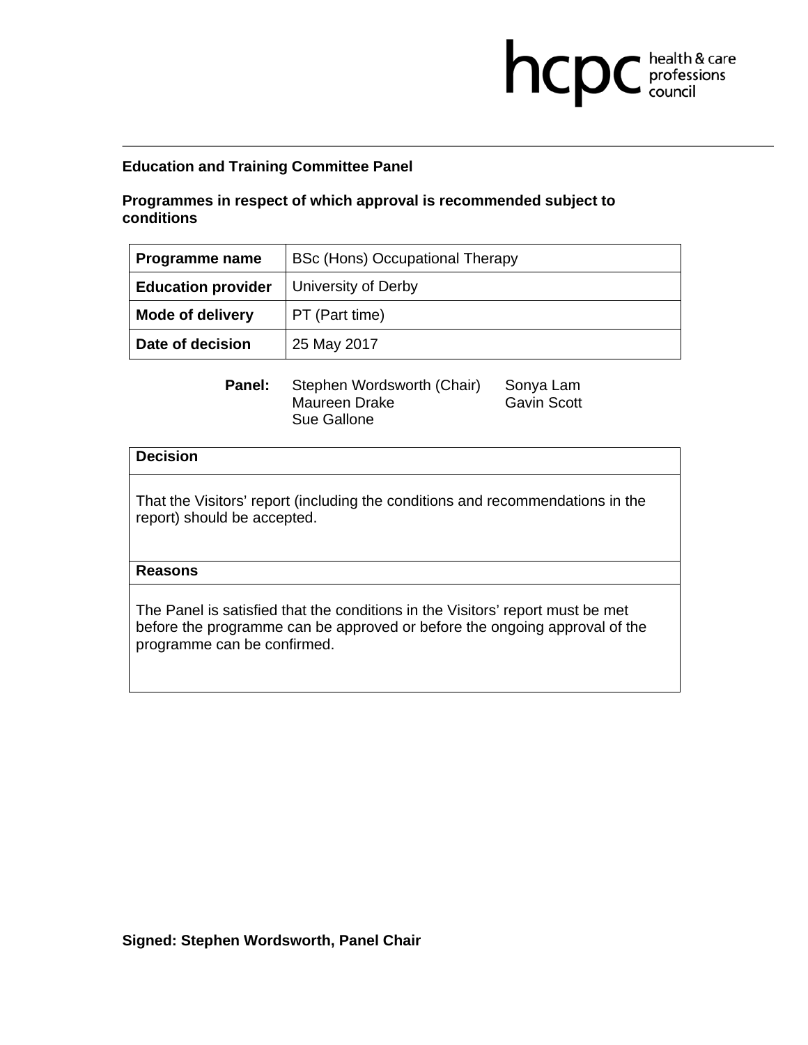**Education and Training Committee Panel**

**Programmes in respect of which approval is recommended subject to conditions**

| **Programme name** | BSc (Hons) Occupational Therapy |
|---|---|
| **Education provider** | University of Derby |
| **Mode of delivery** | PT (Part time) |
| **Date of decision** | 25 May 2017 |

**Panel:** Stephen Wordsworth (Chair), Maureen Drake, Sue Gallone, Sonya Lam, Gavin Scott

| **Decision** |
|---|
| That the Visitors' report (including the conditions and recommendations in the report) should be accepted. |
| **Reasons** |
| The Panel is satisfied that the conditions in the Visitors' report must be met before the programme can be approved or before the ongoing approval of the programme can be confirmed. |

**Signed: Stephen Wordsworth, Panel Chair**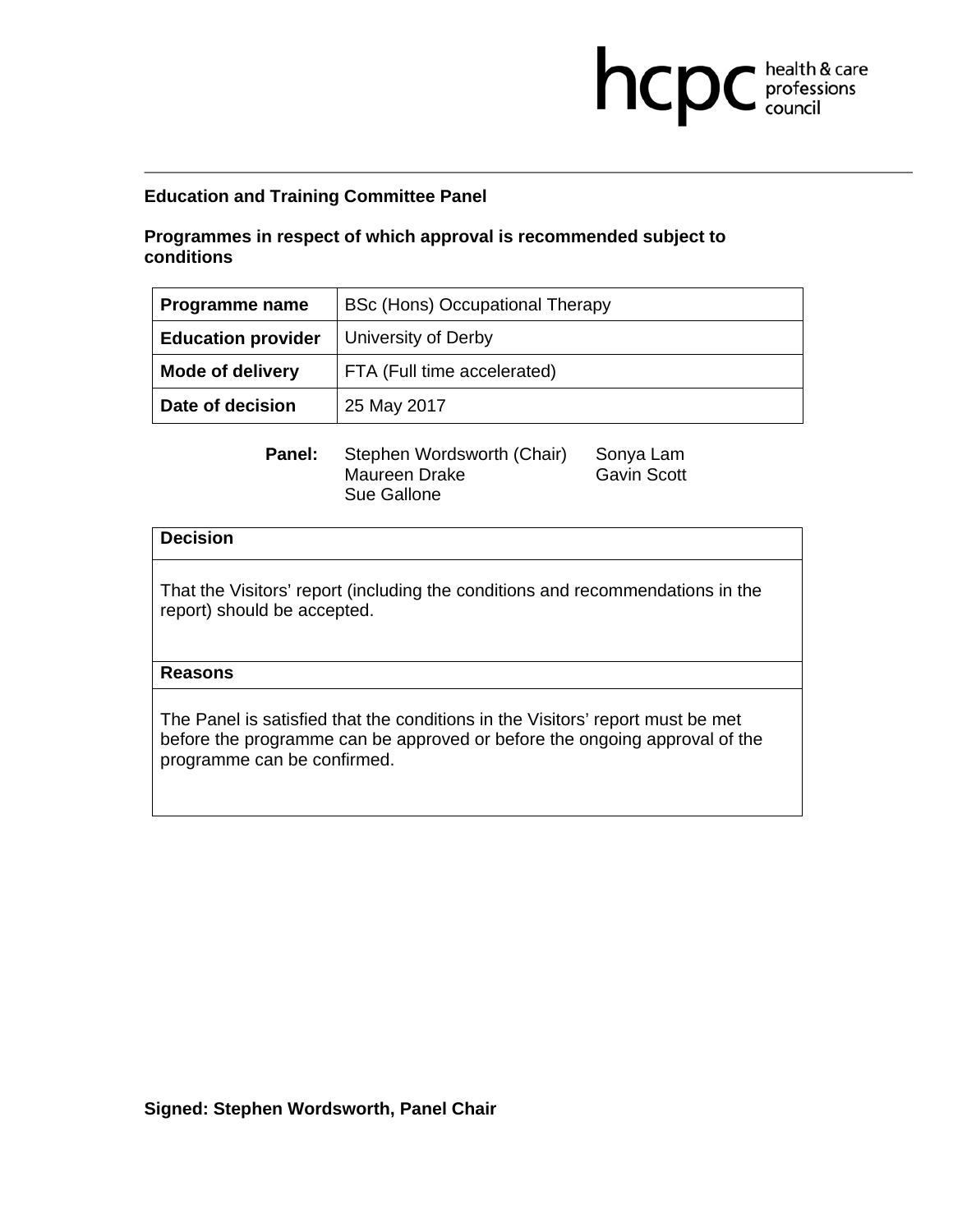**Education and Training Committee Panel**

**Programmes in respect of which approval is recommended subject to conditions**

| **Programme name** | BSc (Hons) Occupational Therapy |
|---|---|
| **Education provider** | University of Derby |
| **Mode of delivery** | FTA (Full time accelerated) |
| **Date of decision** | 25 May 2017 |

**Panel:** Stephen Wordsworth (Chair), Sonya Lam, Maureen Drake, Gavin Scott, Sue Gallone

| **Decision** |
|---|
| That the Visitors' report (including the conditions and recommendations in the report) should be accepted. |
| **Reasons** |
| The Panel is satisfied that the conditions in the Visitors' report must be met before the programme can be approved or before the ongoing approval of the programme can be confirmed. |

**Signed: Stephen Wordsworth, Panel Chair**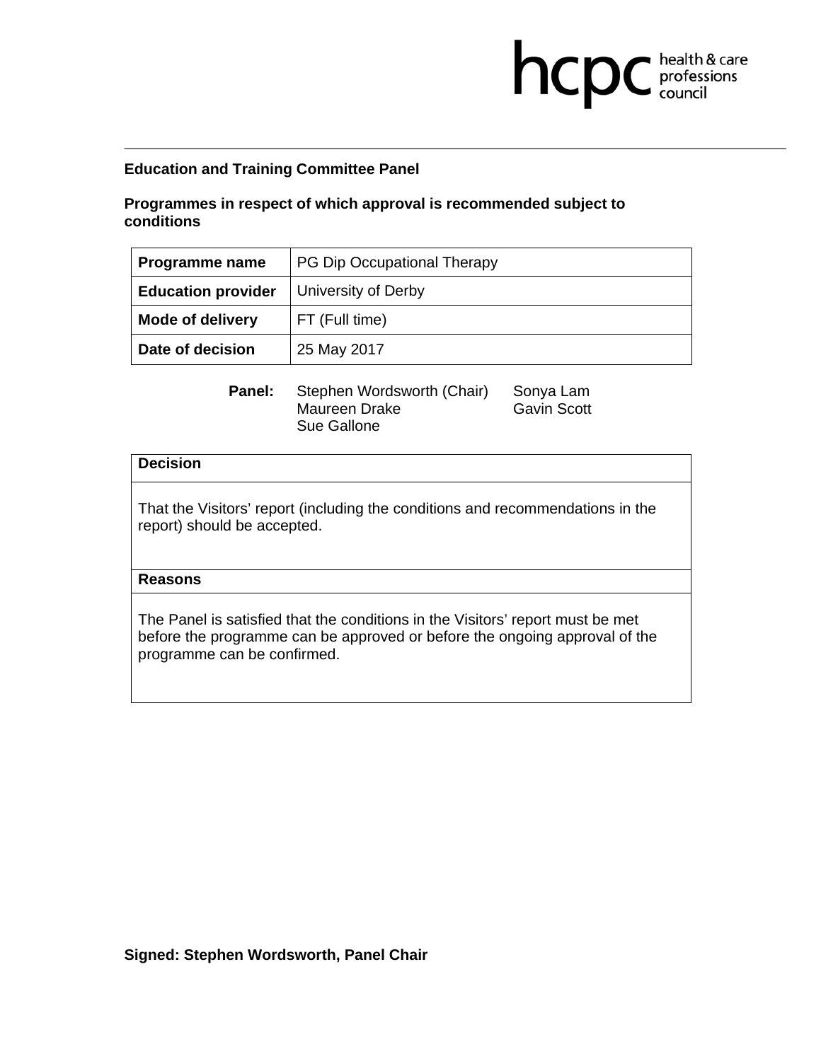**Education and Training Committee Panel**

**Programmes in respect of which approval is recommended subject to conditions**

| **Programme name** | PG Dip Occupational Therapy |
|---|---|
| **Education provider** | University of Derby |
| **Mode of delivery** | FT (Full time) |
| **Date of decision** | 25 May 2017 |

**Panel:** Stephen Wordsworth (Chair), Maureen Drake, Sue Gallone, Sonya Lam, Gavin Scott

| **Decision** |
|---|
| That the Visitors' report (including the conditions and recommendations in the report) should be accepted. |
| **Reasons** |
| The Panel is satisfied that the conditions in the Visitors' report must be met before the programme can be approved or before the ongoing approval of the programme can be confirmed. |

**Signed: Stephen Wordsworth, Panel Chair**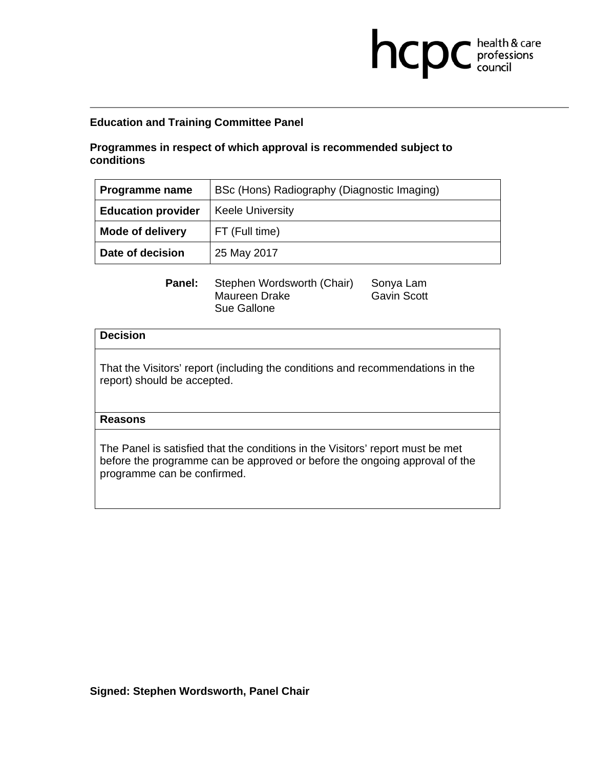**Education and Training Committee Panel**

**Programmes in respect of which approval is recommended subject to conditions**

| **Programme name** | BSc (Hons) Radiography (Diagnostic Imaging) |
|---|---|
| **Education provider** | Keele University |
| **Mode of delivery** | FT (Full time) |
| **Date of decision** | 25 May 2017 |

**Panel:** Stephen Wordsworth (Chair), Maureen Drake, Sue Gallone, Sonya Lam, Gavin Scott

| **Decision** |
|---|
| That the Visitors' report (including the conditions and recommendations in the report) should be accepted. |
| **Reasons** |
| The Panel is satisfied that the conditions in the Visitors' report must be met before the programme can be approved or before the ongoing approval of the programme can be confirmed. |

**Signed: Stephen Wordsworth, Panel Chair**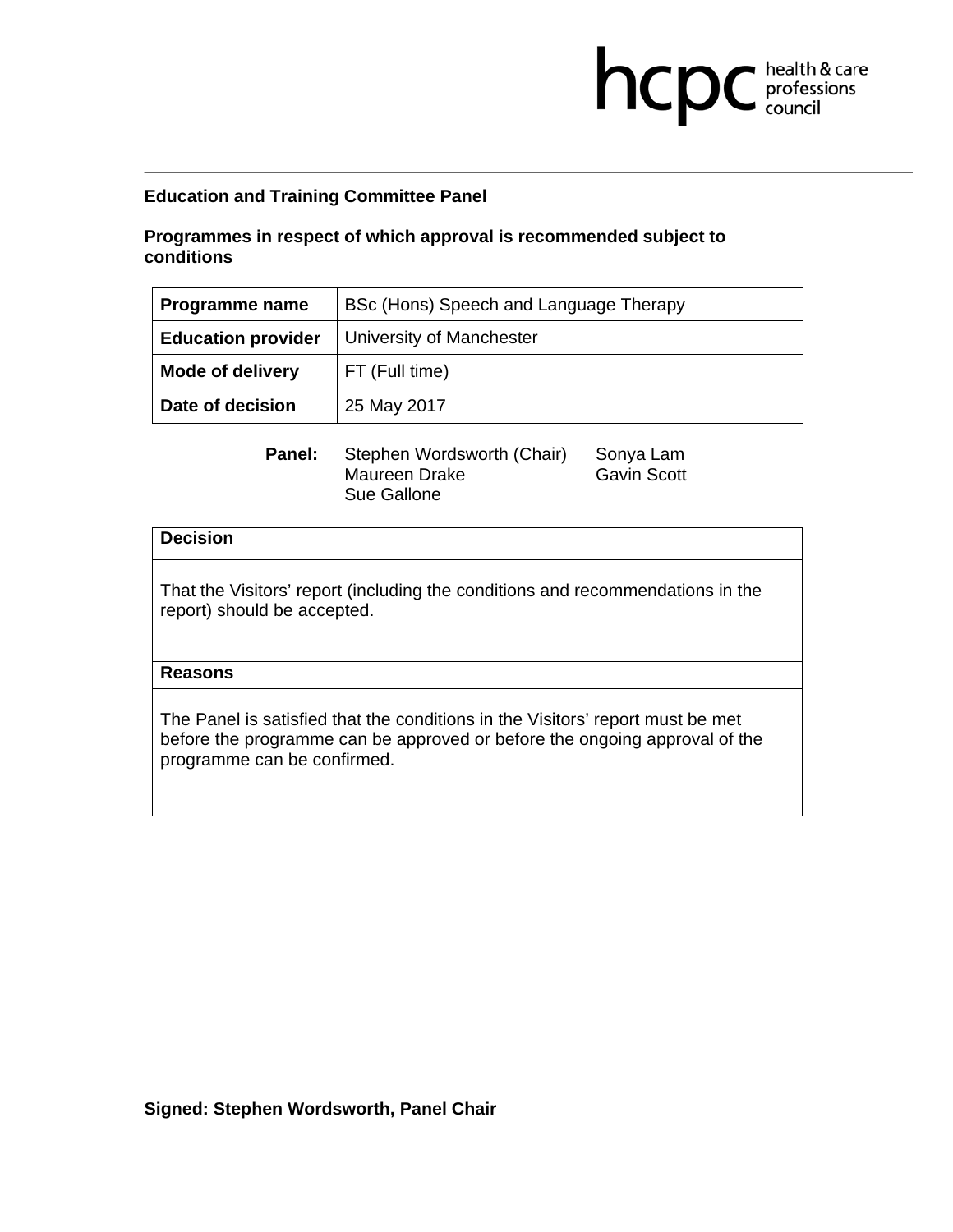hcpc health & care professions council

**Education and Training Committee Panel**

**Programmes in respect of which approval is recommended subject to conditions**

| **Programme name** | BSc (Hons) Speech and Language Therapy |
|---|---|
| **Education provider** | University of Manchester |
| **Mode of delivery** | FT (Full time) |
| **Date of decision** | 25 May 2017 |

**Panel:** Stephen Wordsworth (Chair), Sonya Lam, Maureen Drake, Gavin Scott, Sue Gallone

| **Decision** |
|---|
| That the Visitors' report (including the conditions and recommendations in the report) should be accepted. |
| **Reasons** |
| The Panel is satisfied that the conditions in the Visitors' report must be met before the programme can be approved or before the ongoing approval of the programme can be confirmed. |

**Signed: Stephen Wordsworth, Panel Chair**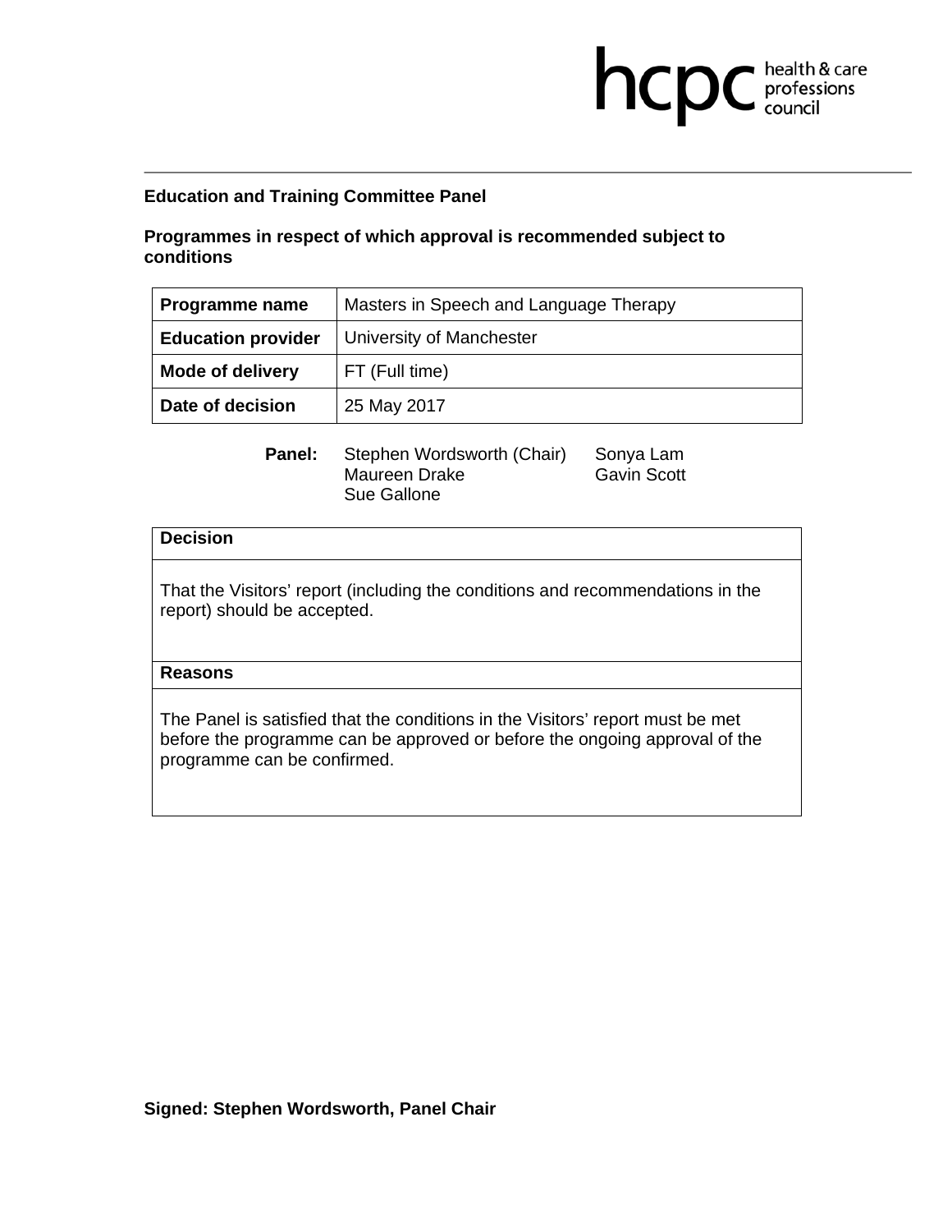**Education and Training Committee Panel**

**Programmes in respect of which approval is recommended subject to conditions**

| **Programme name** | Masters in Speech and Language Therapy |
|---|---|
| **Education provider** | University of Manchester |
| **Mode of delivery** | FT (Full time) |
| **Date of decision** | 25 May 2017 |

**Panel:** Stephen Wordsworth (Chair), Maureen Drake, Sue Gallone, Sonya Lam, Gavin Scott

| **Decision** |
|---|
| That the Visitors' report (including the conditions and recommendations in the report) should be accepted. |
| **Reasons** |
| The Panel is satisfied that the conditions in the Visitors' report must be met before the programme can be approved or before the ongoing approval of the programme can be confirmed. |

**Signed: Stephen Wordsworth, Panel Chair**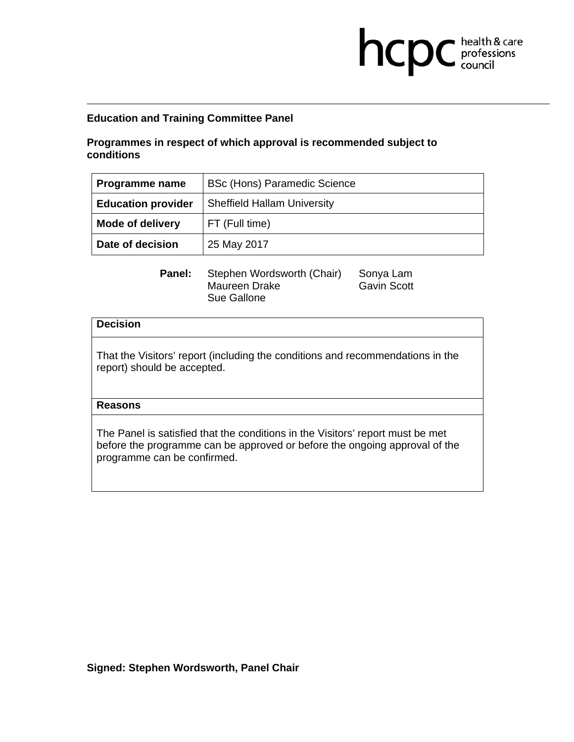**Education and Training Committee Panel**

**Programmes in respect of which approval is recommended subject to conditions**

| **Programme name** | BSc (Hons) Paramedic Science |
|---|---|
| **Education provider** | Sheffield Hallam University |
| **Mode of delivery** | FT (Full time) |
| **Date of decision** | 25 May 2017 |

**Panel:** Stephen Wordsworth (Chair), Maureen Drake, Sue Gallone, Sonya Lam, Gavin Scott

| **Decision** |
|---|
| That the Visitors' report (including the conditions and recommendations in the report) should be accepted. |
| **Reasons** |
| The Panel is satisfied that the conditions in the Visitors' report must be met before the programme can be approved or before the ongoing approval of the programme can be confirmed. |

**Signed: Stephen Wordsworth, Panel Chair**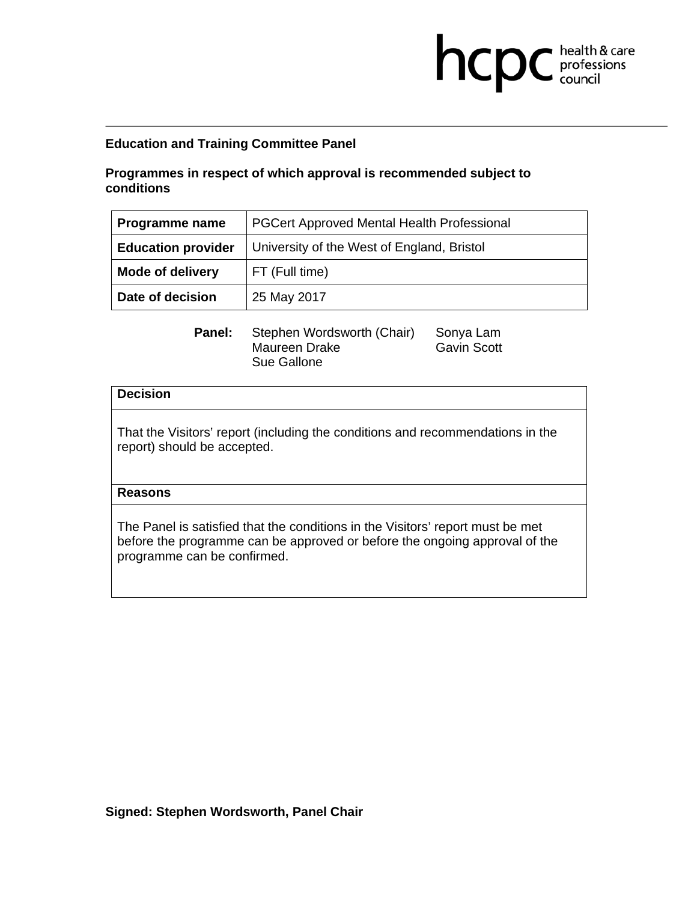hcpc health & care professions council

**Education and Training Committee Panel**

**Programmes in respect of which approval is recommended subject to conditions**

| **Programme name** | PGCert Approved Mental Health Professional |
|---|---|
| **Education provider** | University of the West of England, Bristol |
| **Mode of delivery** | FT (Full time) |
| **Date of decision** | 25 May 2017 |

**Panel:** Stephen Wordsworth (Chair), Maureen Drake, Sue Gallone, Sonya Lam, Gavin Scott

| **Decision** |
|---|
| That the Visitors' report (including the conditions and recommendations in the report) should be accepted. |
| **Reasons** |
| The Panel is satisfied that the conditions in the Visitors' report must be met before the programme can be approved or before the ongoing approval of the programme can be confirmed. |

**Signed: Stephen Wordsworth, Panel Chair**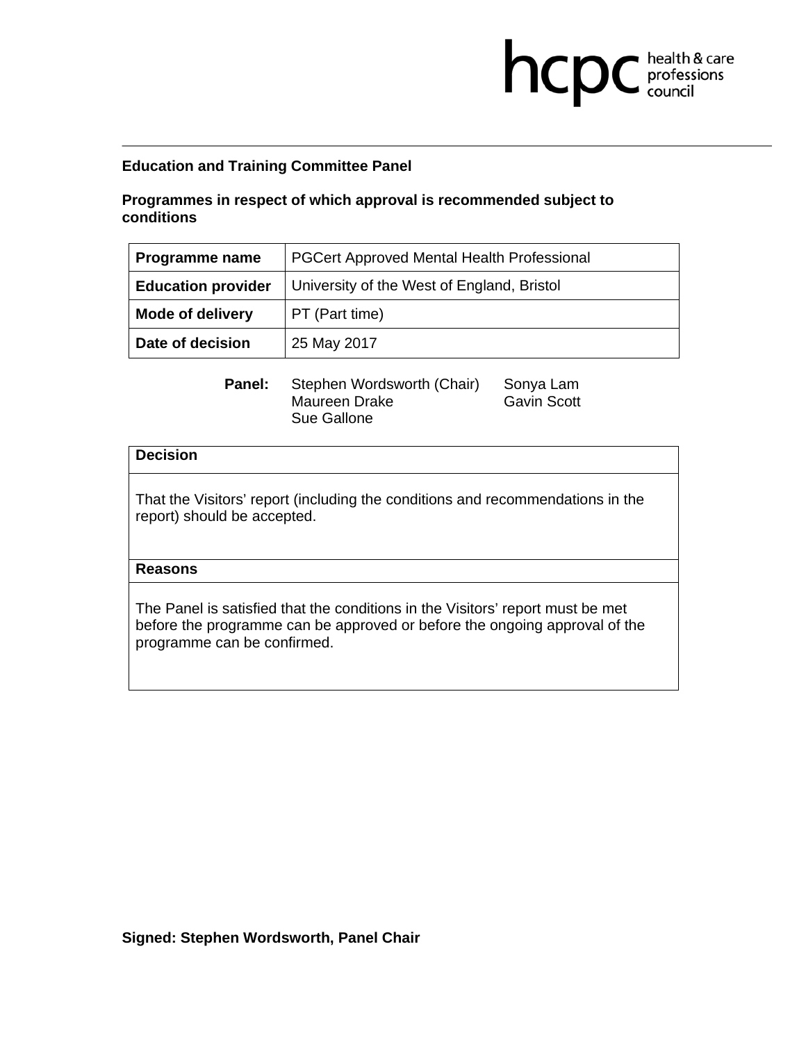**Education and Training Committee Panel**

**Programmes in respect of which approval is recommended subject to conditions**

| **Programme name** | PGCert Approved Mental Health Professional |
|---|---|
| **Education provider** | University of the West of England, Bristol |
| **Mode of delivery** | PT (Part time) |
| **Date of decision** | 25 May 2017 |

**Panel:** Stephen Wordsworth (Chair), Maureen Drake, Sue Gallone, Sonya Lam, Gavin Scott

| **Decision** |
|---|
| That the Visitors' report (including the conditions and recommendations in the report) should be accepted. |
| **Reasons** |
| The Panel is satisfied that the conditions in the Visitors' report must be met before the programme can be approved or before the ongoing approval of the programme can be confirmed. |

**Signed: Stephen Wordsworth, Panel Chair**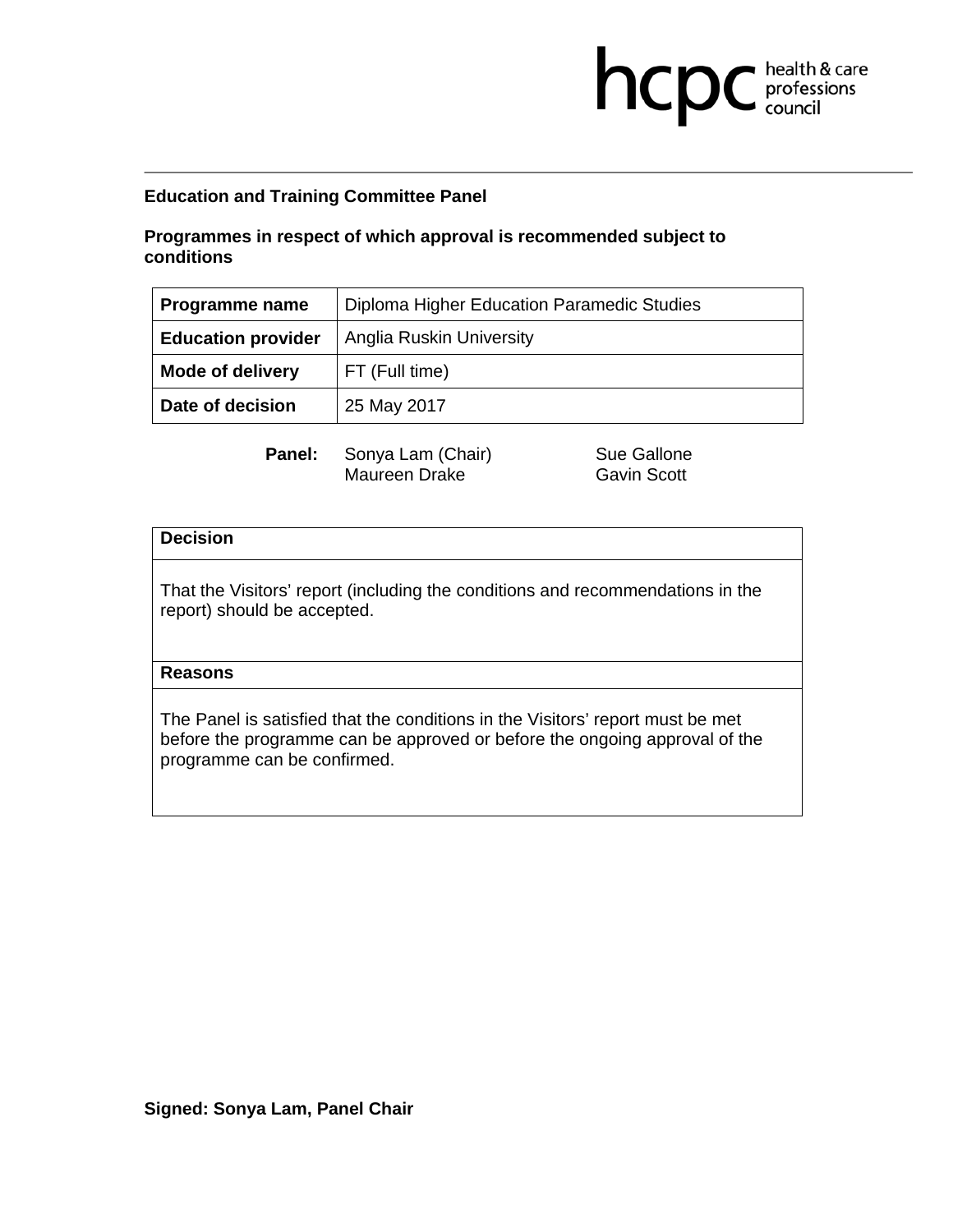**Education and Training Committee Panel**

**Programmes in respect of which approval is recommended subject to conditions**

| **Programme name** | Diploma Higher Education Paramedic Studies |
|---|---|
| **Education provider** | Anglia Ruskin University |
| **Mode of delivery** | FT (Full time) |
| **Date of decision** | 25 May 2017 |

**Panel:** Sonya Lam (Chair), Sue Gallone, Maureen Drake, Gavin Scott

| **Decision** |
|---|
| That the Visitors' report (including the conditions and recommendations in the report) should be accepted. |
| **Reasons** |
| The Panel is satisfied that the conditions in the Visitors' report must be met before the programme can be approved or before the ongoing approval of the programme can be confirmed. |

**Signed: Sonya Lam, Panel Chair**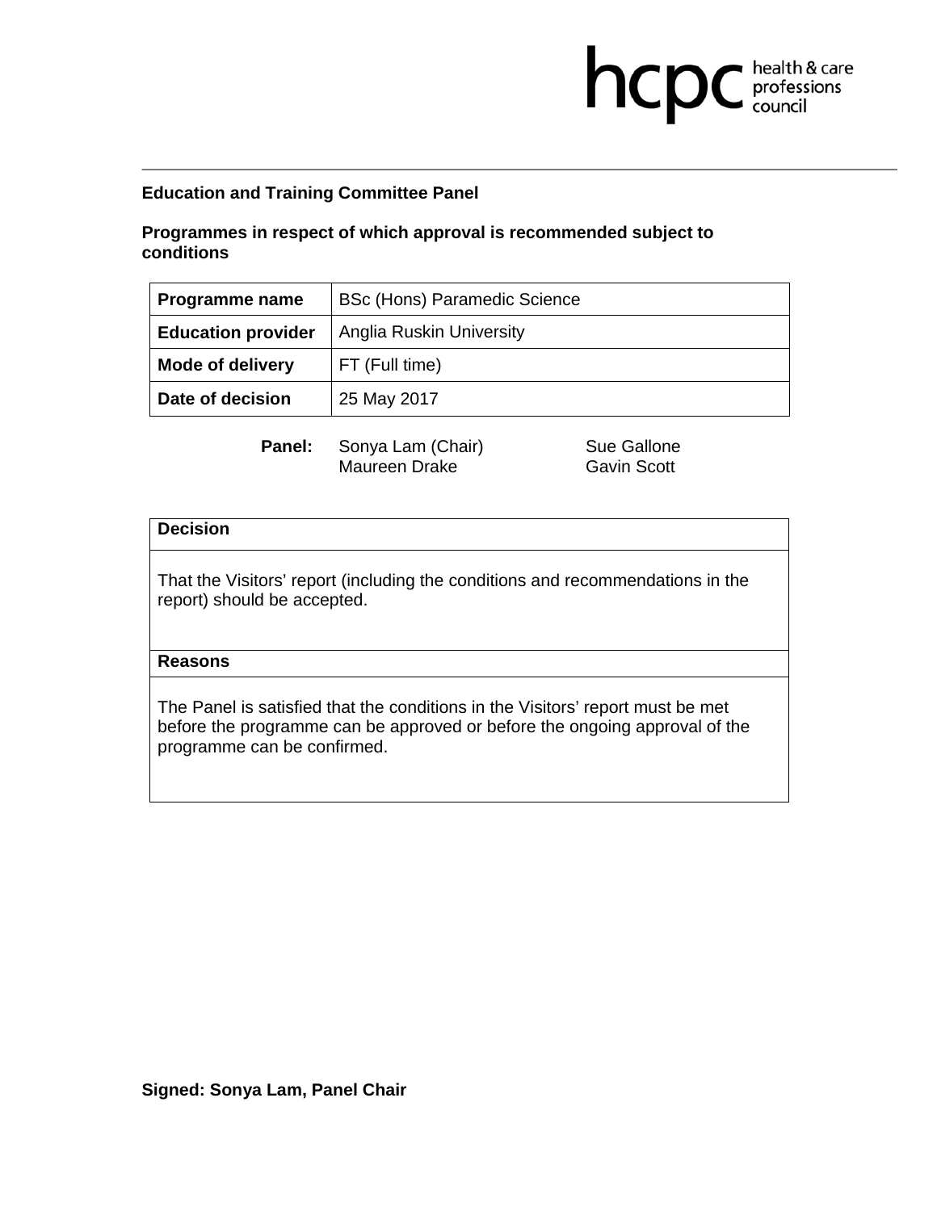**Education and Training Committee Panel**

**Programmes in respect of which approval is recommended subject to conditions**

| | |
|---|---|
| **Programme name** | BSc (Hons) Paramedic Science |
| **Education provider** | Anglia Ruskin University |
| **Mode of delivery** | FT (Full time) |
| **Date of decision** | 25 May 2017 |

**Panel:** Sonya Lam (Chair), Maureen Drake, Sue Gallone, Gavin Scott

**Decision**

That the Visitors' report (including the conditions and recommendations in the report) should be accepted.

**Reasons**

The Panel is satisfied that the conditions in the Visitors' report must be met before the programme can be approved or before the ongoing approval of the programme can be confirmed.

**Signed: Sonya Lam, Panel Chair**